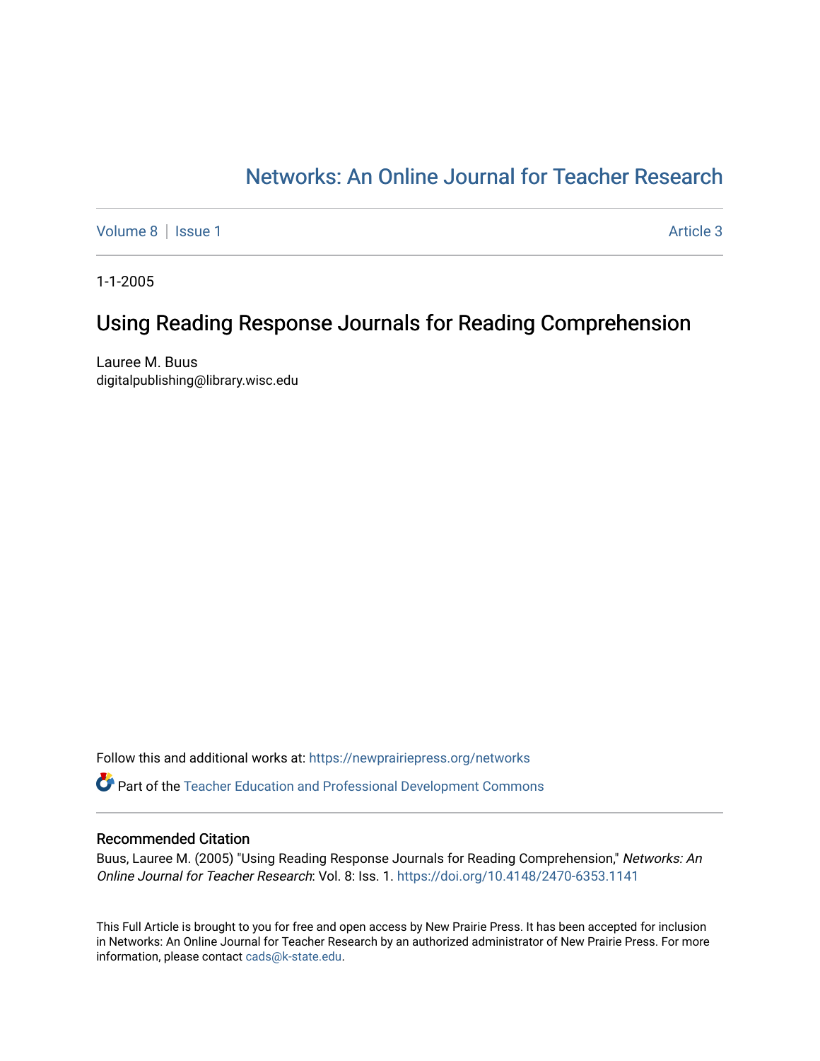# Networks: An Online Journal for Teacher Research

Volume 8 | Issue 1 | Article 3

1-1-2005

## Using Reading Response Journals for Reading Comprehension

Lauree M. Buus
digitalpublishing@library.wisc.edu

Follow this and additional works at: https://newprairiepress.org/networks

Part of the Teacher Education and Professional Development Commons

### Recommended Citation

Buus, Lauree M. (2005) "Using Reading Response Journals for Reading Comprehension," *Networks: An Online Journal for Teacher Research*: Vol. 8: Iss. 1. https://doi.org/10.4148/2470-6353.1141

This Full Article is brought to you for free and open access by New Prairie Press. It has been accepted for inclusion in Networks: An Online Journal for Teacher Research by an authorized administrator of New Prairie Press. For more information, please contact cads@k-state.edu.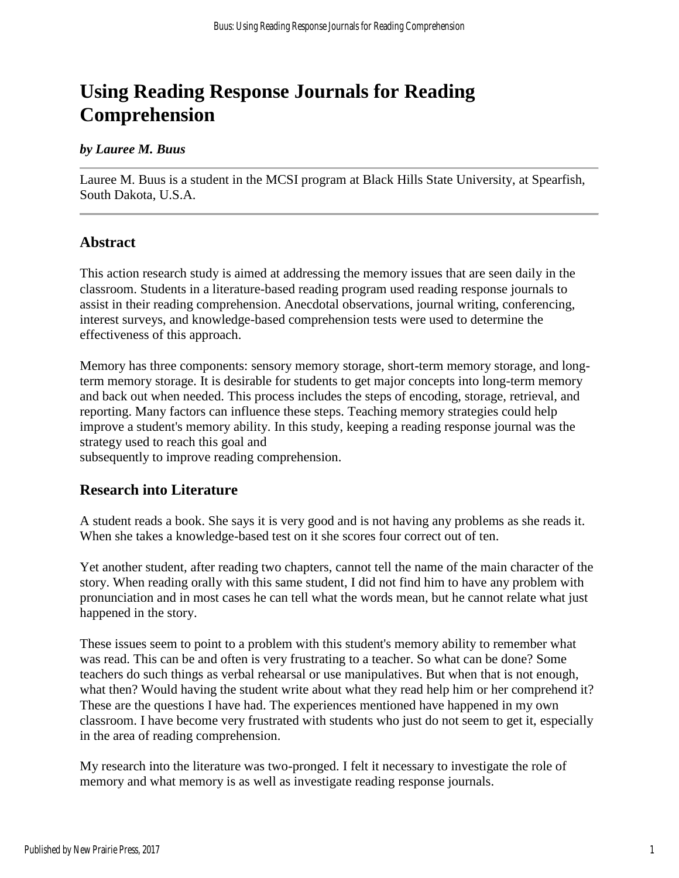# Using Reading Response Journals for Reading Comprehension

***by Lauree M. Buus***

Lauree M. Buus is a student in the MCSI program at Black Hills State University, at Spearfish, South Dakota, U.S.A.

## Abstract

This action research study is aimed at addressing the memory issues that are seen daily in the classroom. Students in a literature-based reading program used reading response journals to assist in their reading comprehension. Anecdotal observations, journal writing, conferencing, interest surveys, and knowledge-based comprehension tests were used to determine the effectiveness of this approach.

Memory has three components: sensory memory storage, short-term memory storage, and long-term memory storage. It is desirable for students to get major concepts into long-term memory and back out when needed. This process includes the steps of encoding, storage, retrieval, and reporting. Many factors can influence these steps. Teaching memory strategies could help improve a student's memory ability. In this study, keeping a reading response journal was the strategy used to reach this goal and
subsequently to improve reading comprehension.

## Research into Literature

A student reads a book. She says it is very good and is not having any problems as she reads it. When she takes a knowledge-based test on it she scores four correct out of ten.

Yet another student, after reading two chapters, cannot tell the name of the main character of the story. When reading orally with this same student, I did not find him to have any problem with pronunciation and in most cases he can tell what the words mean, but he cannot relate what just happened in the story.

These issues seem to point to a problem with this student's memory ability to remember what was read. This can be and often is very frustrating to a teacher. So what can be done? Some teachers do such things as verbal rehearsal or use manipulatives. But when that is not enough, what then? Would having the student write about what they read help him or her comprehend it? These are the questions I have had. The experiences mentioned have happened in my own classroom. I have become very frustrated with students who just do not seem to get it, especially in the area of reading comprehension.

My research into the literature was two-pronged. I felt it necessary to investigate the role of memory and what memory is as well as investigate reading response journals.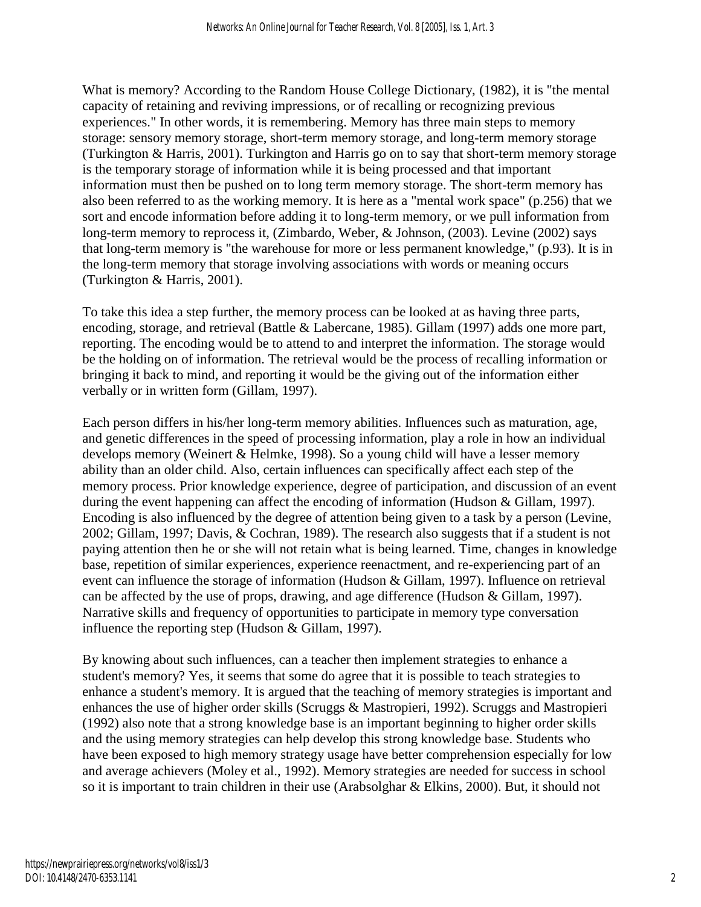What is memory? According to the Random House College Dictionary, (1982), it is "the mental capacity of retaining and reviving impressions, or of recalling or recognizing previous experiences." In other words, it is remembering. Memory has three main steps to memory storage: sensory memory storage, short-term memory storage, and long-term memory storage (Turkington & Harris, 2001). Turkington and Harris go on to say that short-term memory storage is the temporary storage of information while it is being processed and that important information must then be pushed on to long term memory storage. The short-term memory has also been referred to as the working memory. It is here as a "mental work space" (p.256) that we sort and encode information before adding it to long-term memory, or we pull information from long-term memory to reprocess it, (Zimbardo, Weber, & Johnson, (2003). Levine (2002) says that long-term memory is "the warehouse for more or less permanent knowledge," (p.93). It is in the long-term memory that storage involving associations with words or meaning occurs (Turkington & Harris, 2001).

To take this idea a step further, the memory process can be looked at as having three parts, encoding, storage, and retrieval (Battle & Labercane, 1985). Gillam (1997) adds one more part, reporting. The encoding would be to attend to and interpret the information. The storage would be the holding on of information. The retrieval would be the process of recalling information or bringing it back to mind, and reporting it would be the giving out of the information either verbally or in written form (Gillam, 1997).

Each person differs in his/her long-term memory abilities. Influences such as maturation, age, and genetic differences in the speed of processing information, play a role in how an individual develops memory (Weinert & Helmke, 1998). So a young child will have a lesser memory ability than an older child. Also, certain influences can specifically affect each step of the memory process. Prior knowledge experience, degree of participation, and discussion of an event during the event happening can affect the encoding of information (Hudson & Gillam, 1997). Encoding is also influenced by the degree of attention being given to a task by a person (Levine, 2002; Gillam, 1997; Davis, & Cochran, 1989). The research also suggests that if a student is not paying attention then he or she will not retain what is being learned. Time, changes in knowledge base, repetition of similar experiences, experience reenactment, and re-experiencing part of an event can influence the storage of information (Hudson & Gillam, 1997). Influence on retrieval can be affected by the use of props, drawing, and age difference (Hudson & Gillam, 1997). Narrative skills and frequency of opportunities to participate in memory type conversation influence the reporting step (Hudson & Gillam, 1997).

By knowing about such influences, can a teacher then implement strategies to enhance a student's memory? Yes, it seems that some do agree that it is possible to teach strategies to enhance a student's memory. It is argued that the teaching of memory strategies is important and enhances the use of higher order skills (Scruggs & Mastropieri, 1992). Scruggs and Mastropieri (1992) also note that a strong knowledge base is an important beginning to higher order skills and the using memory strategies can help develop this strong knowledge base. Students who have been exposed to high memory strategy usage have better comprehension especially for low and average achievers (Moley et al., 1992). Memory strategies are needed for success in school so it is important to train children in their use (Arabsolghar & Elkins, 2000). But, it should not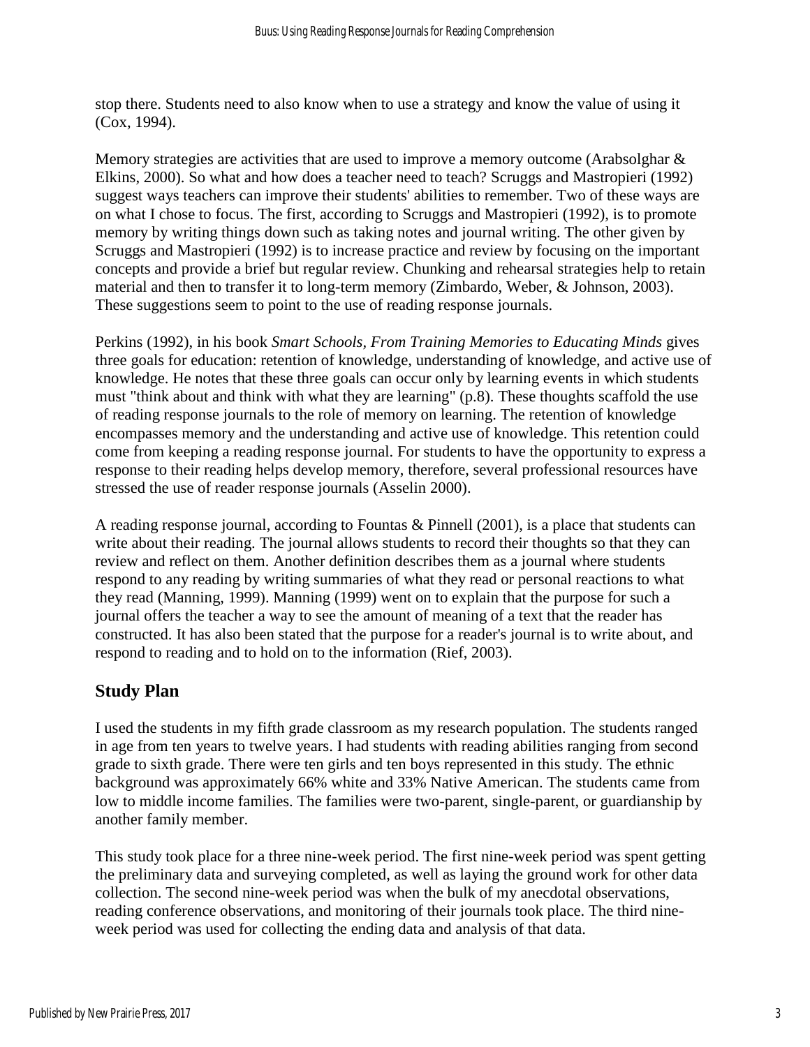stop there. Students need to also know when to use a strategy and know the value of using it (Cox, 1994).

Memory strategies are activities that are used to improve a memory outcome (Arabsolghar & Elkins, 2000). So what and how does a teacher need to teach? Scruggs and Mastropieri (1992) suggest ways teachers can improve their students' abilities to remember. Two of these ways are on what I chose to focus. The first, according to Scruggs and Mastropieri (1992), is to promote memory by writing things down such as taking notes and journal writing. The other given by Scruggs and Mastropieri (1992) is to increase practice and review by focusing on the important concepts and provide a brief but regular review. Chunking and rehearsal strategies help to retain material and then to transfer it to long-term memory (Zimbardo, Weber, & Johnson, 2003). These suggestions seem to point to the use of reading response journals.

Perkins (1992), in his book *Smart Schools, From Training Memories to Educating Minds* gives three goals for education: retention of knowledge, understanding of knowledge, and active use of knowledge. He notes that these three goals can occur only by learning events in which students must "think about and think with what they are learning" (p.8). These thoughts scaffold the use of reading response journals to the role of memory on learning. The retention of knowledge encompasses memory and the understanding and active use of knowledge. This retention could come from keeping a reading response journal. For students to have the opportunity to express a response to their reading helps develop memory, therefore, several professional resources have stressed the use of reader response journals (Asselin 2000).

A reading response journal, according to Fountas & Pinnell (2001), is a place that students can write about their reading. The journal allows students to record their thoughts so that they can review and reflect on them. Another definition describes them as a journal where students respond to any reading by writing summaries of what they read or personal reactions to what they read (Manning, 1999). Manning (1999) went on to explain that the purpose for such a journal offers the teacher a way to see the amount of meaning of a text that the reader has constructed. It has also been stated that the purpose for a reader's journal is to write about, and respond to reading and to hold on to the information (Rief, 2003).

## Study Plan

I used the students in my fifth grade classroom as my research population. The students ranged in age from ten years to twelve years. I had students with reading abilities ranging from second grade to sixth grade. There were ten girls and ten boys represented in this study. The ethnic background was approximately 66% white and 33% Native American. The students came from low to middle income families. The families were two-parent, single-parent, or guardianship by another family member.

This study took place for a three nine-week period. The first nine-week period was spent getting the preliminary data and surveying completed, as well as laying the ground work for other data collection. The second nine-week period was when the bulk of my anecdotal observations, reading conference observations, and monitoring of their journals took place. The third nine-week period was used for collecting the ending data and analysis of that data.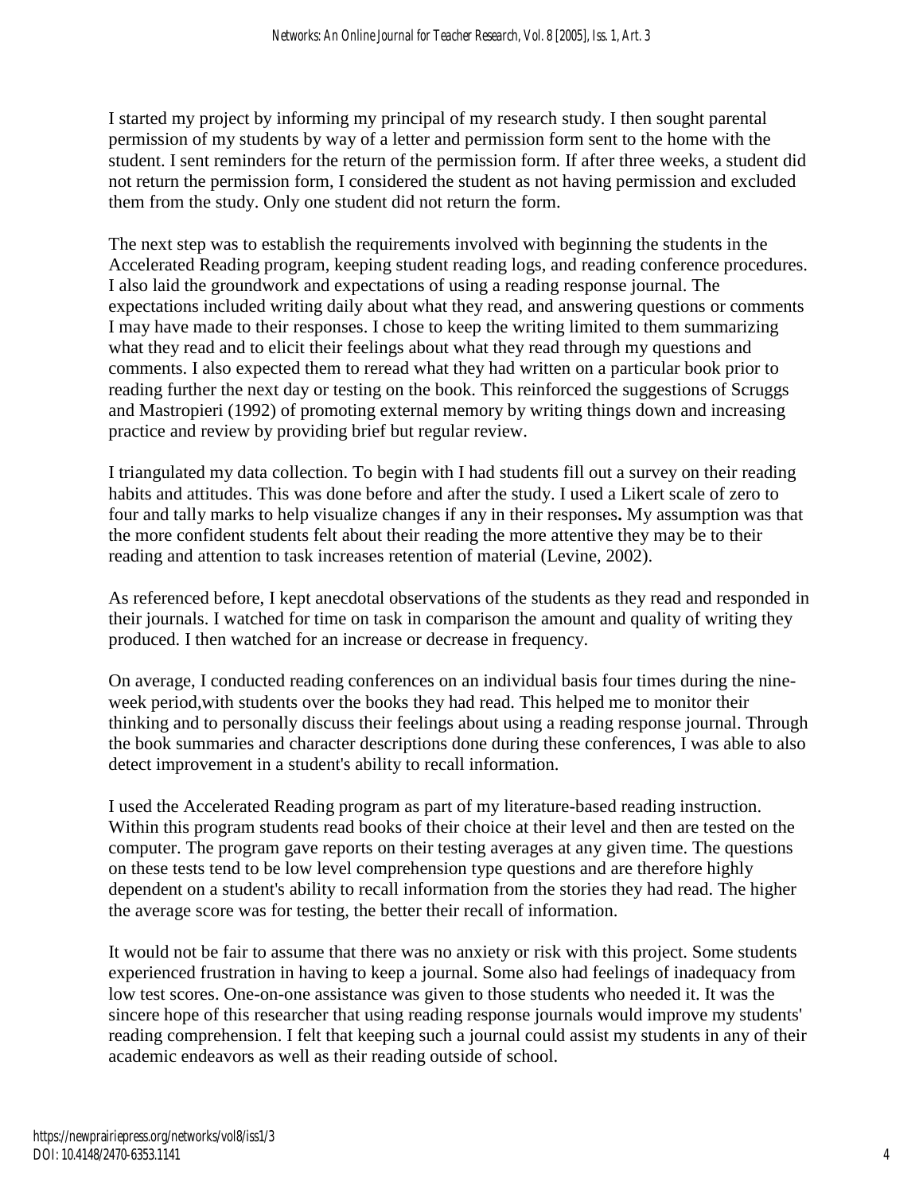I started my project by informing my principal of my research study. I then sought parental permission of my students by way of a letter and permission form sent to the home with the student. I sent reminders for the return of the permission form. If after three weeks, a student did not return the permission form, I considered the student as not having permission and excluded them from the study. Only one student did not return the form.

The next step was to establish the requirements involved with beginning the students in the Accelerated Reading program, keeping student reading logs, and reading conference procedures. I also laid the groundwork and expectations of using a reading response journal. The expectations included writing daily about what they read, and answering questions or comments I may have made to their responses. I chose to keep the writing limited to them summarizing what they read and to elicit their feelings about what they read through my questions and comments. I also expected them to reread what they had written on a particular book prior to reading further the next day or testing on the book. This reinforced the suggestions of Scruggs and Mastropieri (1992) of promoting external memory by writing things down and increasing practice and review by providing brief but regular review.

I triangulated my data collection. To begin with I had students fill out a survey on their reading habits and attitudes. This was done before and after the study. I used a Likert scale of zero to four and tally marks to help visualize changes if any in their responses**.** My assumption was that the more confident students felt about their reading the more attentive they may be to their reading and attention to task increases retention of material (Levine, 2002).

As referenced before, I kept anecdotal observations of the students as they read and responded in their journals. I watched for time on task in comparison the amount and quality of writing they produced. I then watched for an increase or decrease in frequency.

On average, I conducted reading conferences on an individual basis four times during the nine-week period,with students over the books they had read. This helped me to monitor their thinking and to personally discuss their feelings about using a reading response journal. Through the book summaries and character descriptions done during these conferences, I was able to also detect improvement in a student's ability to recall information.

I used the Accelerated Reading program as part of my literature-based reading instruction. Within this program students read books of their choice at their level and then are tested on the computer. The program gave reports on their testing averages at any given time. The questions on these tests tend to be low level comprehension type questions and are therefore highly dependent on a student's ability to recall information from the stories they had read. The higher the average score was for testing, the better their recall of information.

It would not be fair to assume that there was no anxiety or risk with this project. Some students experienced frustration in having to keep a journal. Some also had feelings of inadequacy from low test scores. One-on-one assistance was given to those students who needed it. It was the sincere hope of this researcher that using reading response journals would improve my students' reading comprehension. I felt that keeping such a journal could assist my students in any of their academic endeavors as well as their reading outside of school.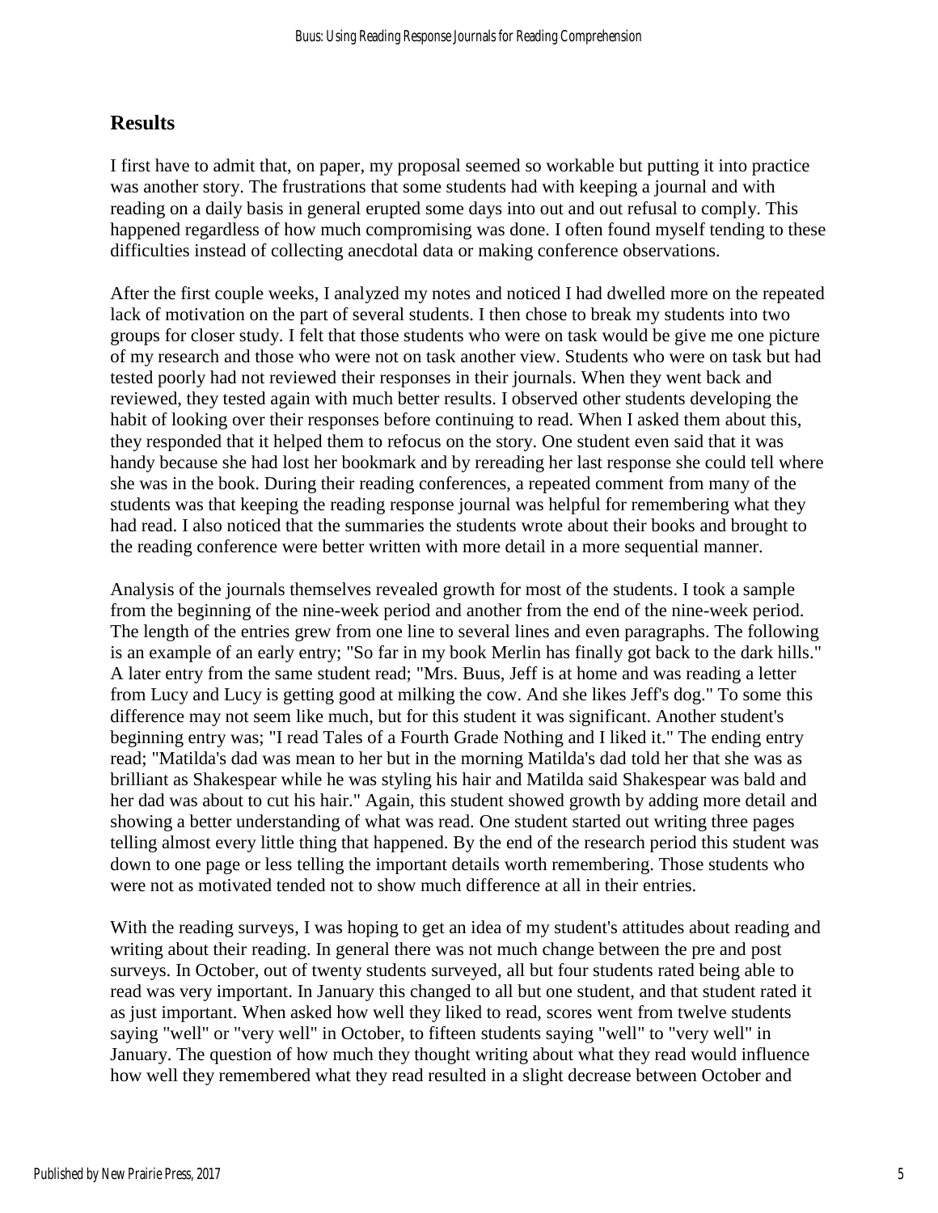## Results

I first have to admit that, on paper, my proposal seemed so workable but putting it into practice was another story. The frustrations that some students had with keeping a journal and with reading on a daily basis in general erupted some days into out and out refusal to comply. This happened regardless of how much compromising was done. I often found myself tending to these difficulties instead of collecting anecdotal data or making conference observations.

After the first couple weeks, I analyzed my notes and noticed I had dwelled more on the repeated lack of motivation on the part of several students. I then chose to break my students into two groups for closer study. I felt that those students who were on task would be give me one picture of my research and those who were not on task another view. Students who were on task but had tested poorly had not reviewed their responses in their journals. When they went back and reviewed, they tested again with much better results. I observed other students developing the habit of looking over their responses before continuing to read. When I asked them about this, they responded that it helped them to refocus on the story. One student even said that it was handy because she had lost her bookmark and by rereading her last response she could tell where she was in the book. During their reading conferences, a repeated comment from many of the students was that keeping the reading response journal was helpful for remembering what they had read. I also noticed that the summaries the students wrote about their books and brought to the reading conference were better written with more detail in a more sequential manner.

Analysis of the journals themselves revealed growth for most of the students. I took a sample from the beginning of the nine-week period and another from the end of the nine-week period. The length of the entries grew from one line to several lines and even paragraphs. The following is an example of an early entry; "So far in my book Merlin has finally got back to the dark hills." A later entry from the same student read; "Mrs. Buus, Jeff is at home and was reading a letter from Lucy and Lucy is getting good at milking the cow. And she likes Jeff's dog." To some this difference may not seem like much, but for this student it was significant. Another student's beginning entry was; "I read Tales of a Fourth Grade Nothing and I liked it." The ending entry read; "Matilda's dad was mean to her but in the morning Matilda's dad told her that she was as brilliant as Shakespear while he was styling his hair and Matilda said Shakespear was bald and her dad was about to cut his hair." Again, this student showed growth by adding more detail and showing a better understanding of what was read. One student started out writing three pages telling almost every little thing that happened. By the end of the research period this student was down to one page or less telling the important details worth remembering. Those students who were not as motivated tended not to show much difference at all in their entries.

With the reading surveys, I was hoping to get an idea of my student's attitudes about reading and writing about their reading. In general there was not much change between the pre and post surveys. In October, out of twenty students surveyed, all but four students rated being able to read was very important. In January this changed to all but one student, and that student rated it as just important. When asked how well they liked to read, scores went from twelve students saying "well" or "very well" in October, to fifteen students saying "well" to "very well" in January. The question of how much they thought writing about what they read would influence how well they remembered what they read resulted in a slight decrease between October and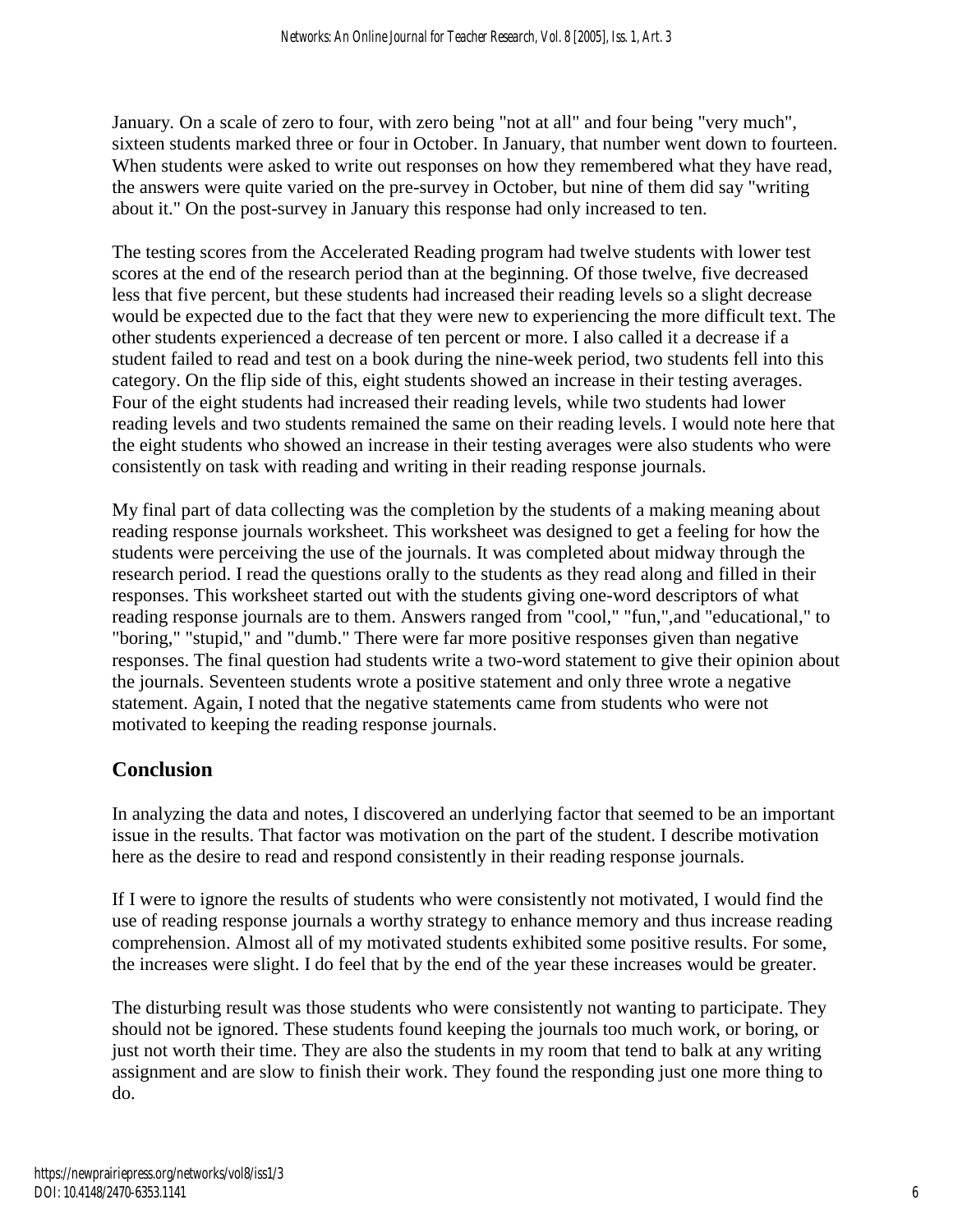January. On a scale of zero to four, with zero being "not at all" and four being "very much", sixteen students marked three or four in October. In January, that number went down to fourteen. When students were asked to write out responses on how they remembered what they have read, the answers were quite varied on the pre-survey in October, but nine of them did say "writing about it." On the post-survey in January this response had only increased to ten.

The testing scores from the Accelerated Reading program had twelve students with lower test scores at the end of the research period than at the beginning. Of those twelve, five decreased less that five percent, but these students had increased their reading levels so a slight decrease would be expected due to the fact that they were new to experiencing the more difficult text. The other students experienced a decrease of ten percent or more. I also called it a decrease if a student failed to read and test on a book during the nine-week period, two students fell into this category. On the flip side of this, eight students showed an increase in their testing averages. Four of the eight students had increased their reading levels, while two students had lower reading levels and two students remained the same on their reading levels. I would note here that the eight students who showed an increase in their testing averages were also students who were consistently on task with reading and writing in their reading response journals.

My final part of data collecting was the completion by the students of a making meaning about reading response journals worksheet. This worksheet was designed to get a feeling for how the students were perceiving the use of the journals. It was completed about midway through the research period. I read the questions orally to the students as they read along and filled in their responses. This worksheet started out with the students giving one-word descriptors of what reading response journals are to them. Answers ranged from "cool," "fun,",and "educational," to "boring," "stupid," and "dumb." There were far more positive responses given than negative responses. The final question had students write a two-word statement to give their opinion about the journals. Seventeen students wrote a positive statement and only three wrote a negative statement. Again, I noted that the negative statements came from students who were not motivated to keeping the reading response journals.

## Conclusion

In analyzing the data and notes, I discovered an underlying factor that seemed to be an important issue in the results. That factor was motivation on the part of the student. I describe motivation here as the desire to read and respond consistently in their reading response journals.

If I were to ignore the results of students who were consistently not motivated, I would find the use of reading response journals a worthy strategy to enhance memory and thus increase reading comprehension. Almost all of my motivated students exhibited some positive results. For some, the increases were slight. I do feel that by the end of the year these increases would be greater.

The disturbing result was those students who were consistently not wanting to participate. They should not be ignored. These students found keeping the journals too much work, or boring, or just not worth their time. They are also the students in my room that tend to balk at any writing assignment and are slow to finish their work. They found the responding just one more thing to do.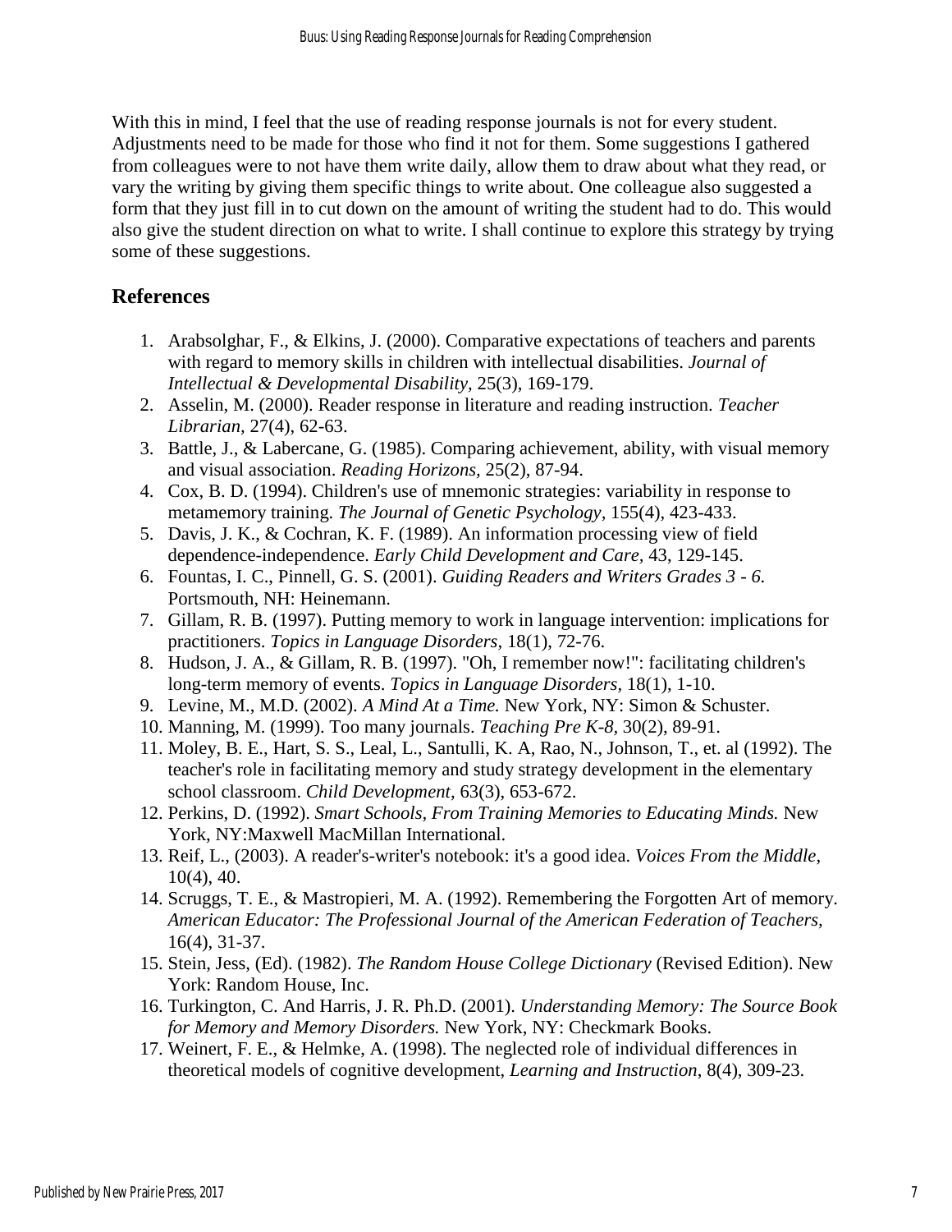With this in mind, I feel that the use of reading response journals is not for every student. Adjustments need to be made for those who find it not for them. Some suggestions I gathered from colleagues were to not have them write daily, allow them to draw about what they read, or vary the writing by giving them specific things to write about. One colleague also suggested a form that they just fill in to cut down on the amount of writing the student had to do. This would also give the student direction on what to write. I shall continue to explore this strategy by trying some of these suggestions.

## References

1. Arabsolghar, F., & Elkins, J. (2000). Comparative expectations of teachers and parents with regard to memory skills in children with intellectual disabilities. *Journal of Intellectual & Developmental Disability,* 25(3), 169-179.
2. Asselin, M. (2000). Reader response in literature and reading instruction. *Teacher Librarian,* 27(4), 62-63.
3. Battle, J., & Labercane, G. (1985). Comparing achievement, ability, with visual memory and visual association. *Reading Horizons,* 25(2), 87-94.
4. Cox, B. D. (1994). Children's use of mnemonic strategies: variability in response to metamemory training. *The Journal of Genetic Psychology,* 155(4), 423-433.
5. Davis, J. K., & Cochran, K. F. (1989). An information processing view of field dependence-independence. *Early Child Development and Care,* 43, 129-145.
6. Fountas, I. C., Pinnell, G. S. (2001). *Guiding Readers and Writers Grades 3 - 6.* Portsmouth, NH: Heinemann.
7. Gillam, R. B. (1997). Putting memory to work in language intervention: implications for practitioners. *Topics in Language Disorders,* 18(1), 72-76.
8. Hudson, J. A., & Gillam, R. B. (1997). "Oh, I remember now!": facilitating children's long-term memory of events. *Topics in Language Disorders,* 18(1), 1-10.
9. Levine, M., M.D. (2002). *A Mind At a Time.* New York, NY: Simon & Schuster.
10. Manning, M. (1999). Too many journals. *Teaching Pre K-8,* 30(2), 89-91.
11. Moley, B. E., Hart, S. S., Leal, L., Santulli, K. A, Rao, N., Johnson, T., et. al (1992). The teacher's role in facilitating memory and study strategy development in the elementary school classroom. *Child Development,* 63(3), 653-672.
12. Perkins, D. (1992). *Smart Schools, From Training Memories to Educating Minds.* New York, NY:Maxwell MacMillan International.
13. Reif, L., (2003). A reader's-writer's notebook: it's a good idea. *Voices From the Middle,* 10(4), 40.
14. Scruggs, T. E., & Mastropieri, M. A. (1992). Remembering the Forgotten Art of memory. *American Educator: The Professional Journal of the American Federation of Teachers,* 16(4), 31-37.
15. Stein, Jess, (Ed). (1982). *The Random House College Dictionary* (Revised Edition). New York: Random House, Inc.
16. Turkington, C. And Harris, J. R. Ph.D. (2001). *Understanding Memory: The Source Book for Memory and Memory Disorders.* New York, NY: Checkmark Books.
17. Weinert, F. E., & Helmke, A. (1998). The neglected role of individual differences in theoretical models of cognitive development, *Learning and Instruction*, 8(4), 309-23.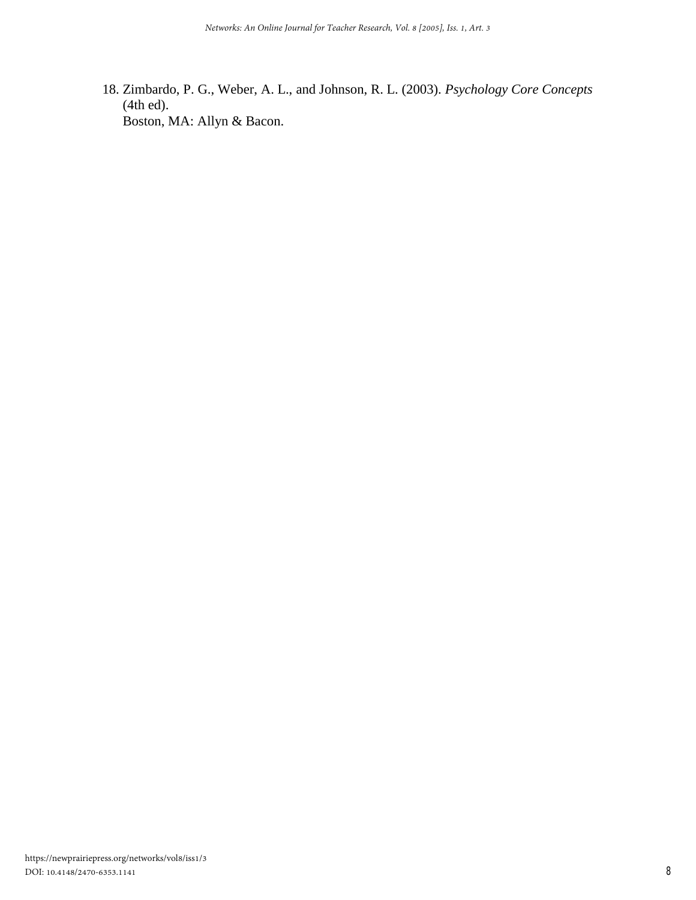18. Zimbardo, P. G., Weber, A. L., and Johnson, R. L. (2003). *Psychology Core Concepts* (4th ed).
    Boston, MA: Allyn & Bacon.